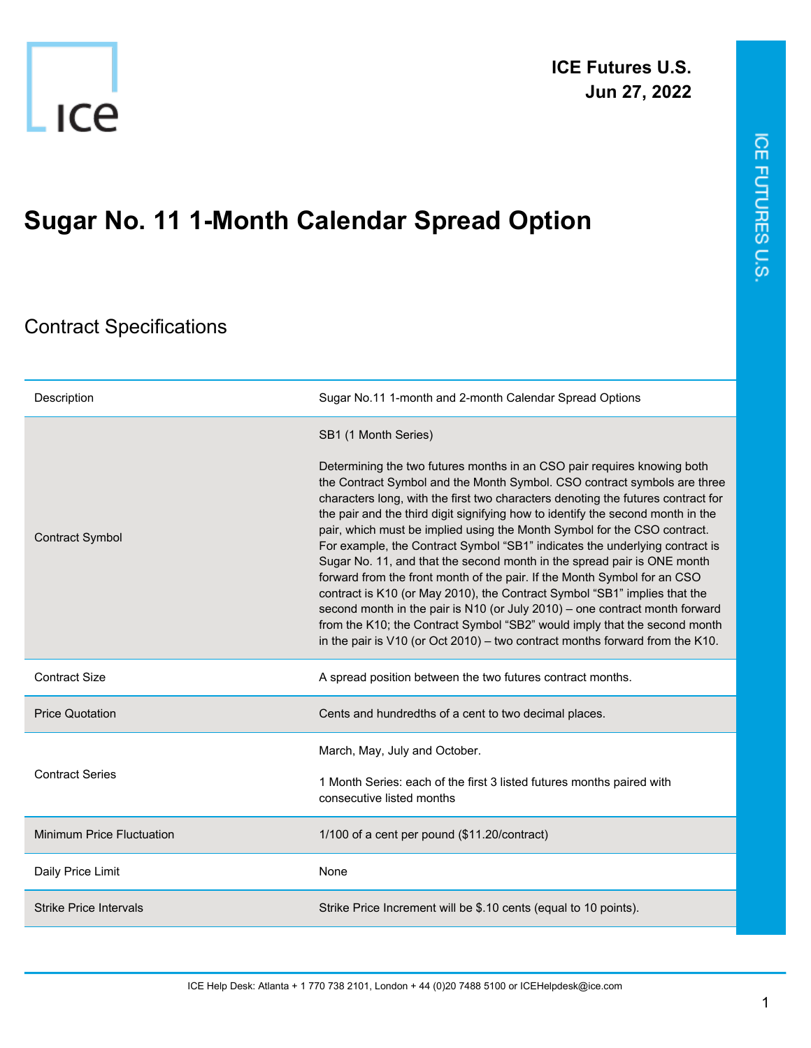ICE Futures U.S.
Jun 27, 2022

# Sugar No. 11 1-Month Calendar Spread Option

## Contract Specifications

| | |
|---|---|
| Description | Sugar No.11 1-month and 2-month Calendar Spread Options |
| Contract Symbol | SB1 (1 Month Series)<br><br>Determining the two futures months in an CSO pair requires knowing both the Contract Symbol and the Month Symbol. CSO contract symbols are three characters long, with the first two characters denoting the futures contract for the pair and the third digit signifying how to identify the second month in the pair, which must be implied using the Month Symbol for the CSO contract. For example, the Contract Symbol "SB1" indicates the underlying contract is Sugar No. 11, and that the second month in the spread pair is ONE month forward from the front month of the pair. If the Month Symbol for an CSO contract is K10 (or May 2010), the Contract Symbol "SB1" implies that the second month in the pair is N10 (or July 2010) – one contract month forward from the K10; the Contract Symbol "SB2" would imply that the second month in the pair is V10 (or Oct 2010) – two contract months forward from the K10. |
| Contract Size | A spread position between the two futures contract months. |
| Price Quotation | Cents and hundredths of a cent to two decimal places. |
| Contract Series | March, May, July and October.<br><br>1 Month Series: each of the first 3 listed futures months paired with consecutive listed months |
| Minimum Price Fluctuation | 1/100 of a cent per pound ($11.20/contract) |
| Daily Price Limit | None |
| Strike Price Intervals | Strike Price Increment will be $.10 cents (equal to 10 points). |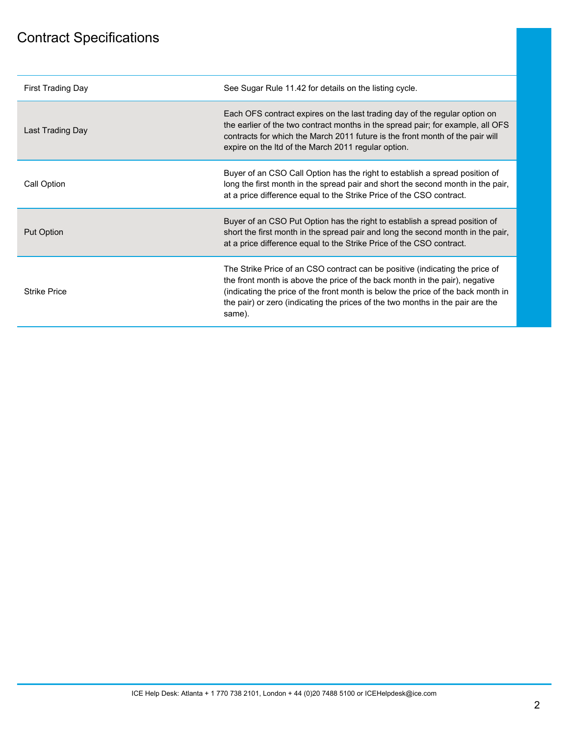# Contract Specifications

| | |
|---|---|
| First Trading Day | See Sugar Rule 11.42 for details on the listing cycle. |
| Last Trading Day | Each OFS contract expires on the last trading day of the regular option on the earlier of the two contract months in the spread pair; for example, all OFS contracts for which the March 2011 future is the front month of the pair will expire on the ltd of the March 2011 regular option. |
| Call Option | Buyer of an CSO Call Option has the right to establish a spread position of long the first month in the spread pair and short the second month in the pair, at a price difference equal to the Strike Price of the CSO contract. |
| Put Option | Buyer of an CSO Put Option has the right to establish a spread position of short the first month in the spread pair and long the second month in the pair, at a price difference equal to the Strike Price of the CSO contract. |
| Strike Price | The Strike Price of an CSO contract can be positive (indicating the price of the front month is above the price of the back month in the pair), negative (indicating the price of the front month is below the price of the back month in the pair) or zero (indicating the prices of the two months in the pair are the same). |

ICE Help Desk: Atlanta + 1 770 738 2101, London + 44 (0)20 7488 5100 or ICEHelpdesk@ice.com